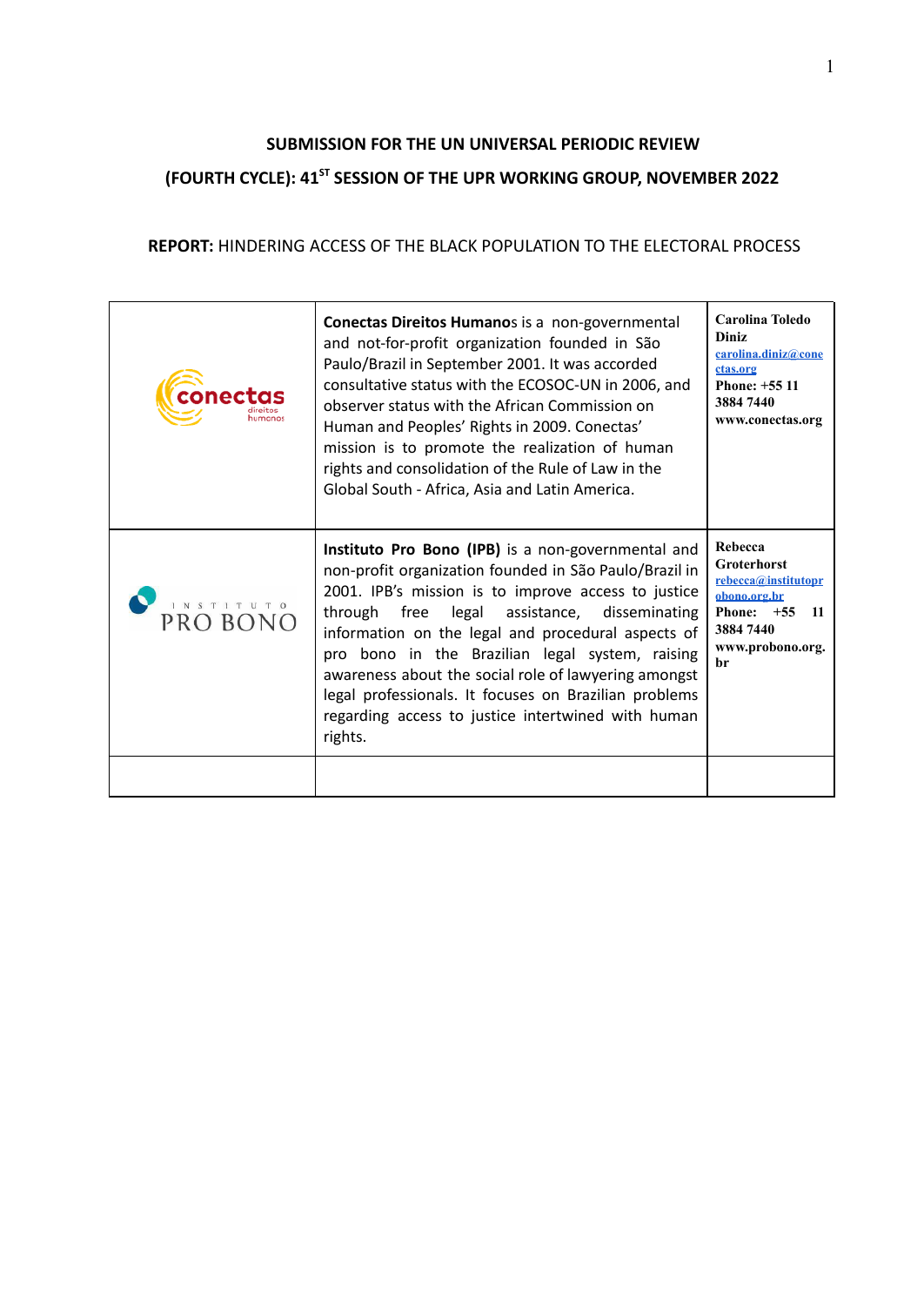**SUBMISSION FOR THE UN UNIVERSAL PERIODIC REVIEW**

**(FOURTH CYCLE): 41ST SESSION OF THE UPR WORKING GROUP, NOVEMBER 2022**

**REPORT:** HINDERING ACCESS OF THE BLACK POPULATION TO THE ELECTORAL PROCESS

| | | |
|---|---|---|
| conectas direitos humanos | **Conectas Direitos Humanos** is a non-governmental and not-for-profit organization founded in São Paulo/Brazil in September 2001. It was accorded consultative status with the ECOSOC-UN in 2006, and observer status with the African Commission on Human and Peoples' Rights in 2009. Conectas' mission is to promote the realization of human rights and consolidation of the Rule of Law in the Global South - Africa, Asia and Latin America. | **Carolina Toledo Diniz** carolina.diniz@conectas.org **Phone: +55 11 3884 7440** **www.conectas.org** |
| INSTITUTO PRO BONO | **Instituto Pro Bono (IPB)** is a non-governmental and non-profit organization founded in São Paulo/Brazil in 2001. IPB's mission is to improve access to justice through free legal assistance, disseminating information on the legal and procedural aspects of pro bono in the Brazilian legal system, raising awareness about the social role of lawyering amongst legal professionals. It focuses on Brazilian problems regarding access to justice intertwined with human rights. | **Rebecca Groterhorst** rebecca@institutoprobono.org.br **Phone: +55 11 3884 7440** **www.probono.org.br** |
| | | |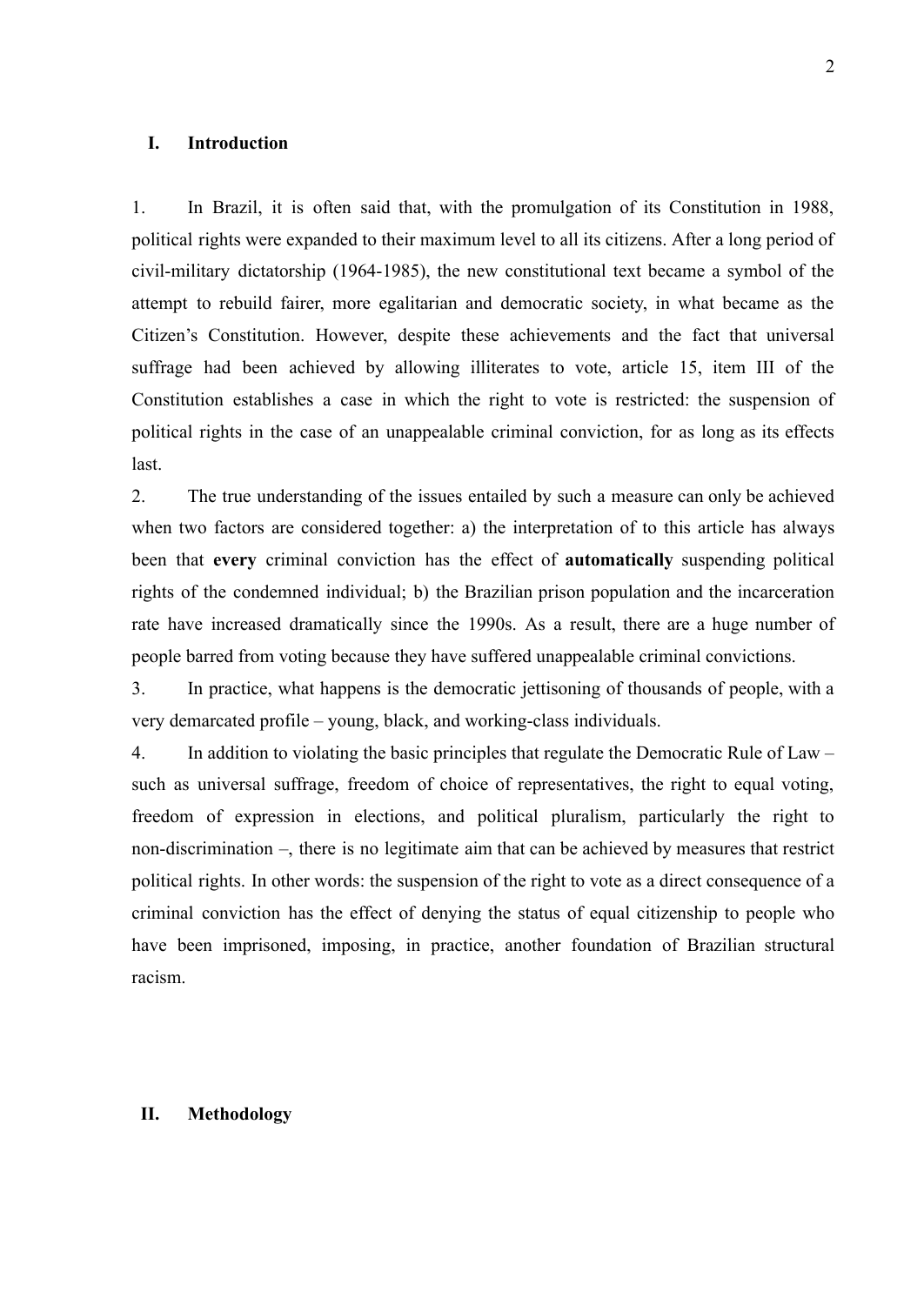## I. Introduction

1. In Brazil, it is often said that, with the promulgation of its Constitution in 1988, political rights were expanded to their maximum level to all its citizens. After a long period of civil-military dictatorship (1964-1985), the new constitutional text became a symbol of the attempt to rebuild fairer, more egalitarian and democratic society, in what became as the Citizen's Constitution. However, despite these achievements and the fact that universal suffrage had been achieved by allowing illiterates to vote, article 15, item III of the Constitution establishes a case in which the right to vote is restricted: the suspension of political rights in the case of an unappealable criminal conviction, for as long as its effects last.

2. The true understanding of the issues entailed by such a measure can only be achieved when two factors are considered together: a) the interpretation of to this article has always been that **every** criminal conviction has the effect of **automatically** suspending political rights of the condemned individual; b) the Brazilian prison population and the incarceration rate have increased dramatically since the 1990s. As a result, there are a huge number of people barred from voting because they have suffered unappealable criminal convictions.

3. In practice, what happens is the democratic jettisoning of thousands of people, with a very demarcated profile – young, black, and working-class individuals.

4. In addition to violating the basic principles that regulate the Democratic Rule of Law – such as universal suffrage, freedom of choice of representatives, the right to equal voting, freedom of expression in elections, and political pluralism, particularly the right to non-discrimination –, there is no legitimate aim that can be achieved by measures that restrict political rights. In other words: the suspension of the right to vote as a direct consequence of a criminal conviction has the effect of denying the status of equal citizenship to people who have been imprisoned, imposing, in practice, another foundation of Brazilian structural racism.

## II. Methodology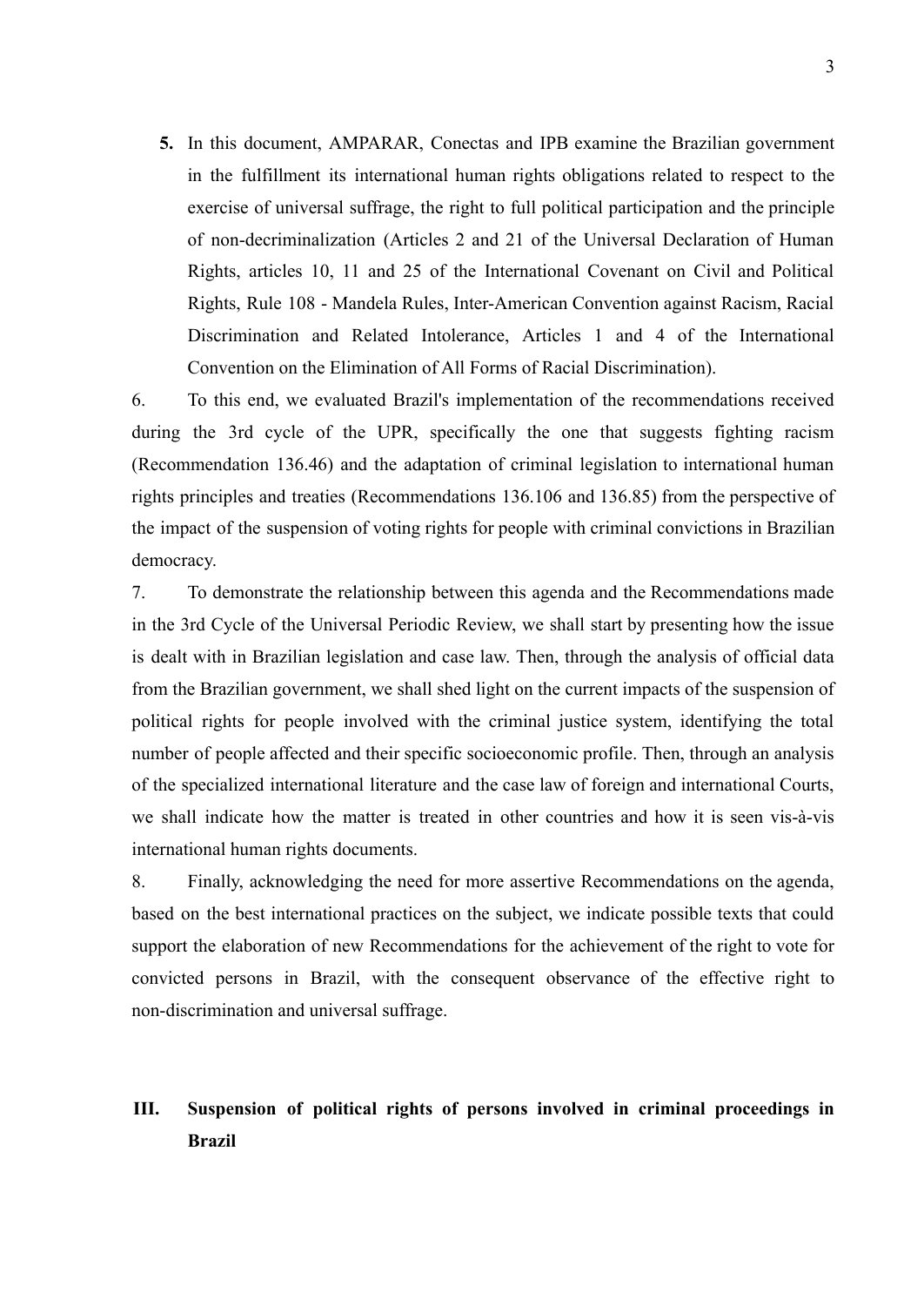5. In this document, AMPARAR, Conectas and IPB examine the Brazilian government in the fulfillment its international human rights obligations related to respect to the exercise of universal suffrage, the right to full political participation and the principle of non-decriminalization (Articles 2 and 21 of the Universal Declaration of Human Rights, articles 10, 11 and 25 of the International Covenant on Civil and Political Rights, Rule 108 - Mandela Rules, Inter-American Convention against Racism, Racial Discrimination and Related Intolerance, Articles 1 and 4 of the International Convention on the Elimination of All Forms of Racial Discrimination).

6. To this end, we evaluated Brazil's implementation of the recommendations received during the 3rd cycle of the UPR, specifically the one that suggests fighting racism (Recommendation 136.46) and the adaptation of criminal legislation to international human rights principles and treaties (Recommendations 136.106 and 136.85) from the perspective of the impact of the suspension of voting rights for people with criminal convictions in Brazilian democracy.

7. To demonstrate the relationship between this agenda and the Recommendations made in the 3rd Cycle of the Universal Periodic Review, we shall start by presenting how the issue is dealt with in Brazilian legislation and case law. Then, through the analysis of official data from the Brazilian government, we shall shed light on the current impacts of the suspension of political rights for people involved with the criminal justice system, identifying the total number of people affected and their specific socioeconomic profile. Then, through an analysis of the specialized international literature and the case law of foreign and international Courts, we shall indicate how the matter is treated in other countries and how it is seen vis-à-vis international human rights documents.

8. Finally, acknowledging the need for more assertive Recommendations on the agenda, based on the best international practices on the subject, we indicate possible texts that could support the elaboration of new Recommendations for the achievement of the right to vote for convicted persons in Brazil, with the consequent observance of the effective right to non-discrimination and universal suffrage.

## III. Suspension of political rights of persons involved in criminal proceedings in Brazil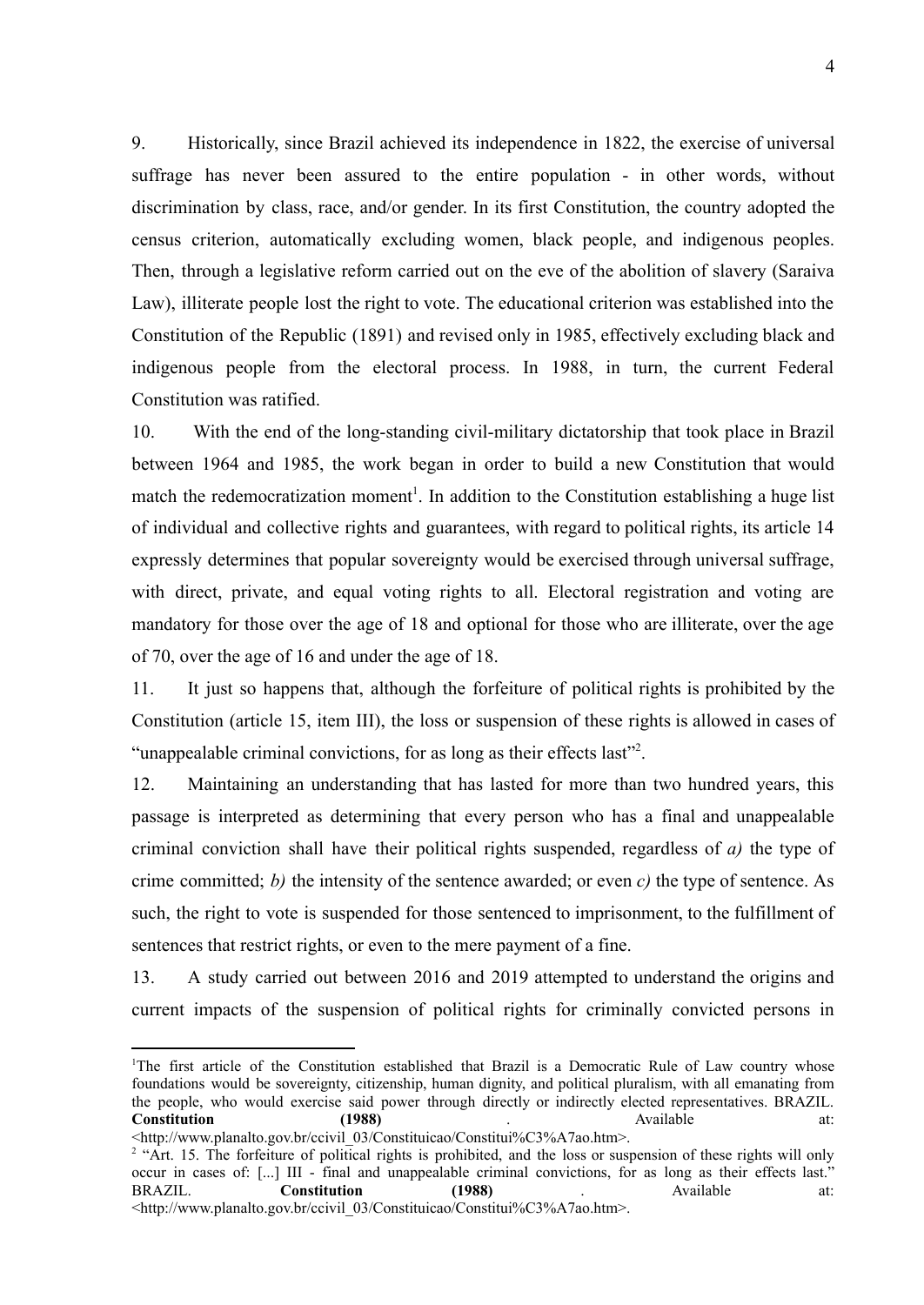9. Historically, since Brazil achieved its independence in 1822, the exercise of universal suffrage has never been assured to the entire population - in other words, without discrimination by class, race, and/or gender. In its first Constitution, the country adopted the census criterion, automatically excluding women, black people, and indigenous peoples. Then, through a legislative reform carried out on the eve of the abolition of slavery (Saraiva Law), illiterate people lost the right to vote. The educational criterion was established into the Constitution of the Republic (1891) and revised only in 1985, effectively excluding black and indigenous people from the electoral process. In 1988, in turn, the current Federal Constitution was ratified.

10. With the end of the long-standing civil-military dictatorship that took place in Brazil between 1964 and 1985, the work began in order to build a new Constitution that would match the redemocratization moment[1]. In addition to the Constitution establishing a huge list of individual and collective rights and guarantees, with regard to political rights, its article 14 expressly determines that popular sovereignty would be exercised through universal suffrage, with direct, private, and equal voting rights to all. Electoral registration and voting are mandatory for those over the age of 18 and optional for those who are illiterate, over the age of 70, over the age of 16 and under the age of 18.

11. It just so happens that, although the forfeiture of political rights is prohibited by the Constitution (article 15, item III), the loss or suspension of these rights is allowed in cases of "unappealable criminal convictions, for as long as their effects last"[2].

12. Maintaining an understanding that has lasted for more than two hundred years, this passage is interpreted as determining that every person who has a final and unappealable criminal conviction shall have their political rights suspended, regardless of *a)* the type of crime committed; *b)* the intensity of the sentence awarded; or even *c)* the type of sentence. As such, the right to vote is suspended for those sentenced to imprisonment, to the fulfillment of sentences that restrict rights, or even to the mere payment of a fine.

13. A study carried out between 2016 and 2019 attempted to understand the origins and current impacts of the suspension of political rights for criminally convicted persons in

---

[1] The first article of the Constitution established that Brazil is a Democratic Rule of Law country whose foundations would be sovereignty, citizenship, human dignity, and political pluralism, with all emanating from the people, who would exercise said power through directly or indirectly elected representatives. BRAZIL. **Constitution (1988)**. Available at: <http://www.planalto.gov.br/ccivil_03/Constituicao/Constitui%C3%A7ao.htm>.

[2] "Art. 15. The forfeiture of political rights is prohibited, and the loss or suspension of these rights will only occur in cases of: [...] III - final and unappealable criminal convictions, for as long as their effects last." BRAZIL. **Constitution (1988)**. Available at: <http://www.planalto.gov.br/ccivil_03/Constituicao/Constitui%C3%A7ao.htm>.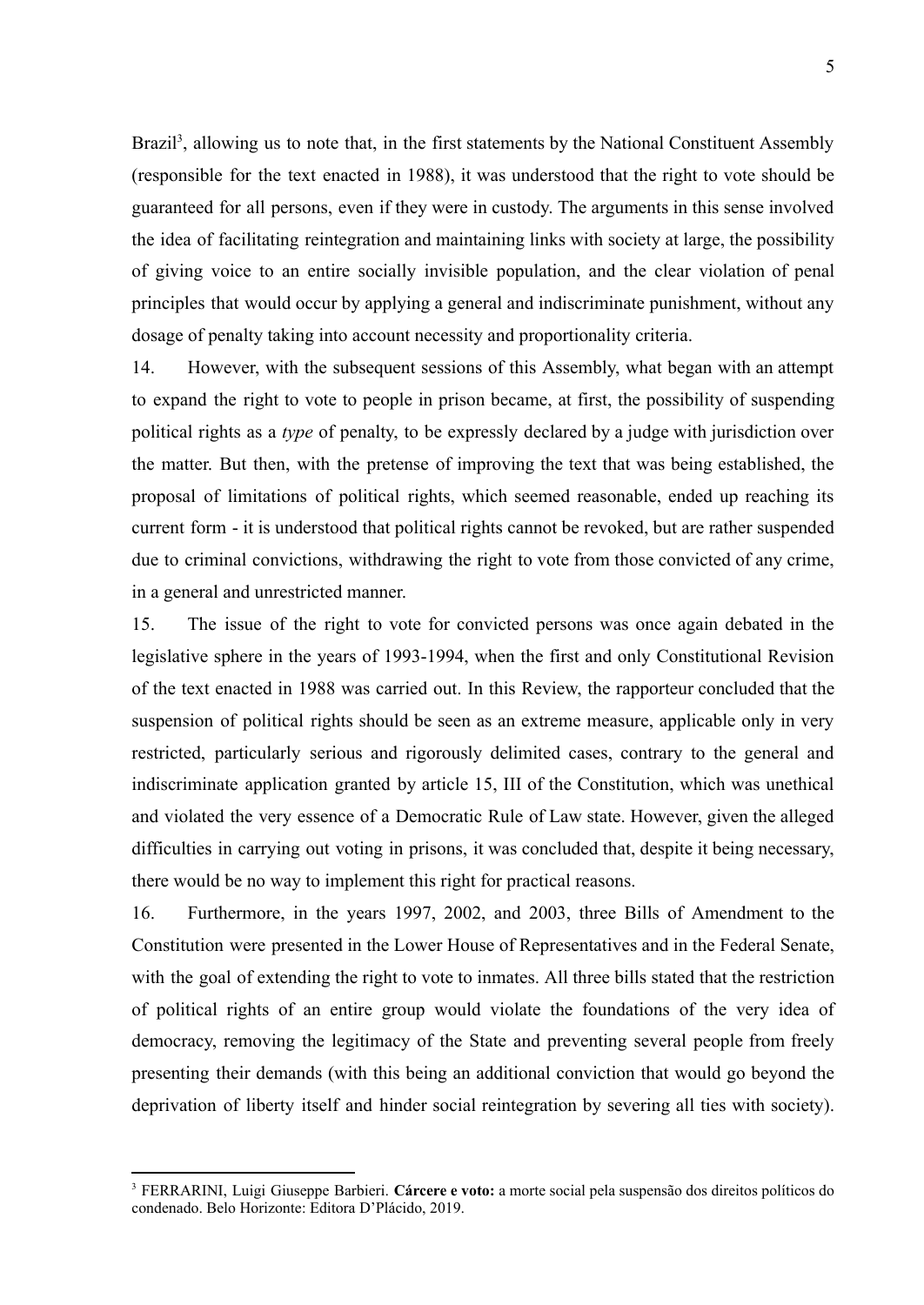Brazil[3], allowing us to note that, in the first statements by the National Constituent Assembly (responsible for the text enacted in 1988), it was understood that the right to vote should be guaranteed for all persons, even if they were in custody. The arguments in this sense involved the idea of facilitating reintegration and maintaining links with society at large, the possibility of giving voice to an entire socially invisible population, and the clear violation of penal principles that would occur by applying a general and indiscriminate punishment, without any dosage of penalty taking into account necessity and proportionality criteria.

14. However, with the subsequent sessions of this Assembly, what began with an attempt to expand the right to vote to people in prison became, at first, the possibility of suspending political rights as a *type* of penalty, to be expressly declared by a judge with jurisdiction over the matter. But then, with the pretense of improving the text that was being established, the proposal of limitations of political rights, which seemed reasonable, ended up reaching its current form - it is understood that political rights cannot be revoked, but are rather suspended due to criminal convictions, withdrawing the right to vote from those convicted of any crime, in a general and unrestricted manner.

15. The issue of the right to vote for convicted persons was once again debated in the legislative sphere in the years of 1993-1994, when the first and only Constitutional Revision of the text enacted in 1988 was carried out. In this Review, the rapporteur concluded that the suspension of political rights should be seen as an extreme measure, applicable only in very restricted, particularly serious and rigorously delimited cases, contrary to the general and indiscriminate application granted by article 15, III of the Constitution, which was unethical and violated the very essence of a Democratic Rule of Law state. However, given the alleged difficulties in carrying out voting in prisons, it was concluded that, despite it being necessary, there would be no way to implement this right for practical reasons.

16. Furthermore, in the years 1997, 2002, and 2003, three Bills of Amendment to the Constitution were presented in the Lower House of Representatives and in the Federal Senate, with the goal of extending the right to vote to inmates. All three bills stated that the restriction of political rights of an entire group would violate the foundations of the very idea of democracy, removing the legitimacy of the State and preventing several people from freely presenting their demands (with this being an additional conviction that would go beyond the deprivation of liberty itself and hinder social reintegration by severing all ties with society).

---

[3] FERRARINI, Luigi Giuseppe Barbieri. **Cárcere e voto:** a morte social pela suspensão dos direitos políticos do condenado. Belo Horizonte: Editora D'Plácido, 2019.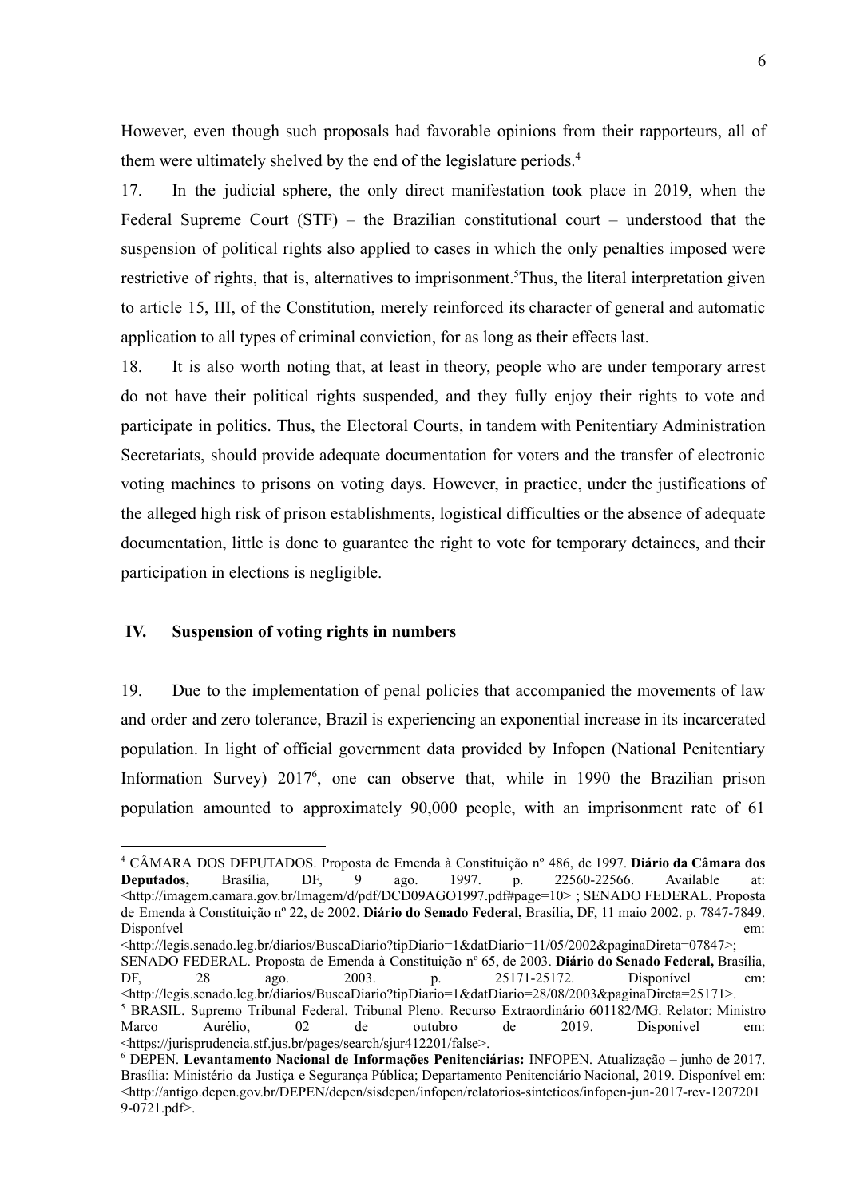However, even though such proposals had favorable opinions from their rapporteurs, all of them were ultimately shelved by the end of the legislature periods.[4]

17. In the judicial sphere, the only direct manifestation took place in 2019, when the Federal Supreme Court (STF) – the Brazilian constitutional court – understood that the suspension of political rights also applied to cases in which the only penalties imposed were restrictive of rights, that is, alternatives to imprisonment.[5]Thus, the literal interpretation given to article 15, III, of the Constitution, merely reinforced its character of general and automatic application to all types of criminal conviction, for as long as their effects last.

18. It is also worth noting that, at least in theory, people who are under temporary arrest do not have their political rights suspended, and they fully enjoy their rights to vote and participate in politics. Thus, the Electoral Courts, in tandem with Penitentiary Administration Secretariats, should provide adequate documentation for voters and the transfer of electronic voting machines to prisons on voting days. However, in practice, under the justifications of the alleged high risk of prison establishments, logistical difficulties or the absence of adequate documentation, little is done to guarantee the right to vote for temporary detainees, and their participation in elections is negligible.

## IV. Suspension of voting rights in numbers

19. Due to the implementation of penal policies that accompanied the movements of law and order and zero tolerance, Brazil is experiencing an exponential increase in its incarcerated population. In light of official government data provided by Infopen (National Penitentiary Information Survey) 2017[6], one can observe that, while in 1990 the Brazilian prison population amounted to approximately 90,000 people, with an imprisonment rate of 61

---

[4] CÂMARA DOS DEPUTADOS. Proposta de Emenda à Constituição nº 486, de 1997. **Diário da Câmara dos Deputados,** Brasília, DF, 9 ago. 1997. p. 22560-22566. Available at: <http://imagem.camara.gov.br/Imagem/d/pdf/DCD09AGO1997.pdf#page=10> ; SENADO FEDERAL. Proposta de Emenda à Constituição nº 22, de 2002. **Diário do Senado Federal,** Brasília, DF, 11 maio 2002. p. 7847-7849. Disponível em: <http://legis.senado.leg.br/diarios/BuscaDiario?tipDiario=1&datDiario=11/05/2002&paginaDireta=07847>; SENADO FEDERAL. Proposta de Emenda à Constituição nº 65, de 2003. **Diário do Senado Federal,** Brasília, DF, 28 ago. 2003. p. 25171-25172. Disponível em: <http://legis.senado.leg.br/diarios/BuscaDiario?tipDiario=1&datDiario=28/08/2003&paginaDireta=25171>.

[5] BRASIL. Supremo Tribunal Federal. Tribunal Pleno. Recurso Extraordinário 601182/MG. Relator: Ministro Marco Aurélio, 02 de outubro de 2019. Disponível em: <https://jurisprudencia.stf.jus.br/pages/search/sjur412201/false>.

[6] DEPEN. **Levantamento Nacional de Informações Penitenciárias:** INFOPEN. Atualização – junho de 2017. Brasília: Ministério da Justiça e Segurança Pública; Departamento Penitenciário Nacional, 2019. Disponível em: <http://antigo.depen.gov.br/DEPEN/depen/sisdepen/infopen/relatorios-sinteticos/infopen-jun-2017-rev-12072019-0721.pdf>.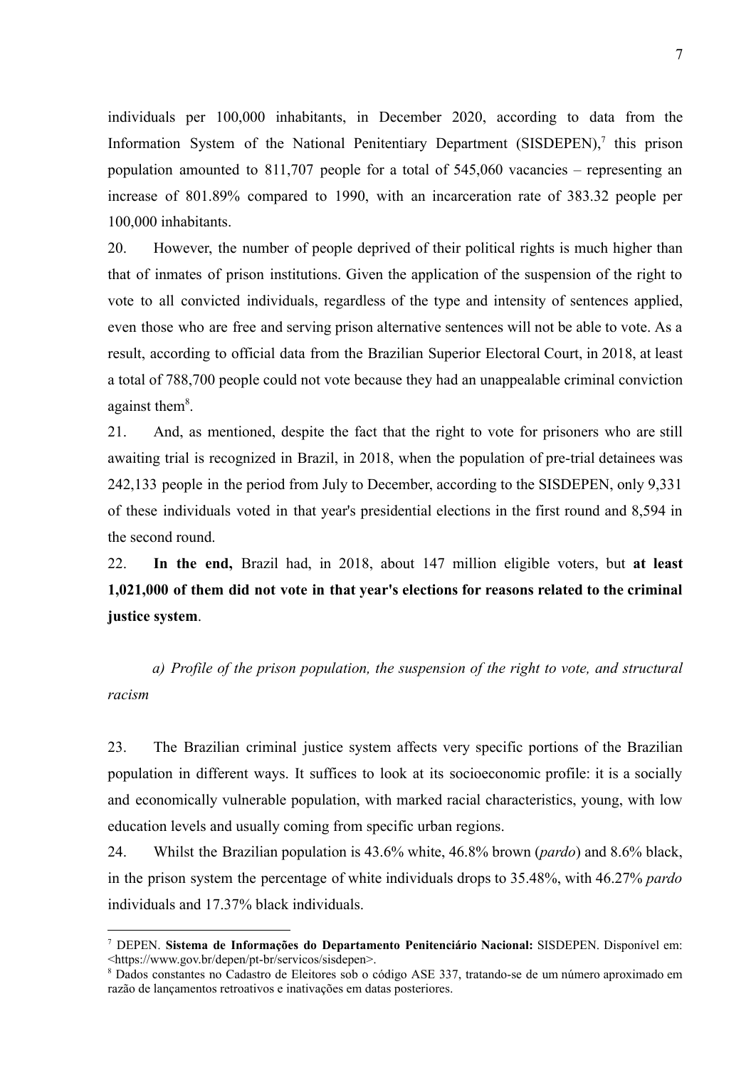individuals per 100,000 inhabitants, in December 2020, according to data from the Information System of the National Penitentiary Department (SISDEPEN),[7] this prison population amounted to 811,707 people for a total of 545,060 vacancies – representing an increase of 801.89% compared to 1990, with an incarceration rate of 383.32 people per 100,000 inhabitants.

20. However, the number of people deprived of their political rights is much higher than that of inmates of prison institutions. Given the application of the suspension of the right to vote to all convicted individuals, regardless of the type and intensity of sentences applied, even those who are free and serving prison alternative sentences will not be able to vote. As a result, according to official data from the Brazilian Superior Electoral Court, in 2018, at least a total of 788,700 people could not vote because they had an unappealable criminal conviction against them[8].

21. And, as mentioned, despite the fact that the right to vote for prisoners who are still awaiting trial is recognized in Brazil, in 2018, when the population of pre-trial detainees was 242,133 people in the period from July to December, according to the SISDEPEN, only 9,331 of these individuals voted in that year's presidential elections in the first round and 8,594 in the second round.

22. **In the end,** Brazil had, in 2018, about 147 million eligible voters, but **at least 1,021,000 of them did not vote in that year's elections for reasons related to the criminal justice system**.

*a) Profile of the prison population, the suspension of the right to vote, and structural racism*

23. The Brazilian criminal justice system affects very specific portions of the Brazilian population in different ways. It suffices to look at its socioeconomic profile: it is a socially and economically vulnerable population, with marked racial characteristics, young, with low education levels and usually coming from specific urban regions.

24. Whilst the Brazilian population is 43.6% white, 46.8% brown (*pardo*) and 8.6% black, in the prison system the percentage of white individuals drops to 35.48%, with 46.27% *pardo* individuals and 17.37% black individuals.

---

[7] DEPEN. **Sistema de Informações do Departamento Penitenciário Nacional:** SISDEPEN. Disponível em: <https://www.gov.br/depen/pt-br/servicos/sisdepen>.

[8] Dados constantes no Cadastro de Eleitores sob o código ASE 337, tratando-se de um número aproximado em razão de lançamentos retroativos e inativações em datas posteriores.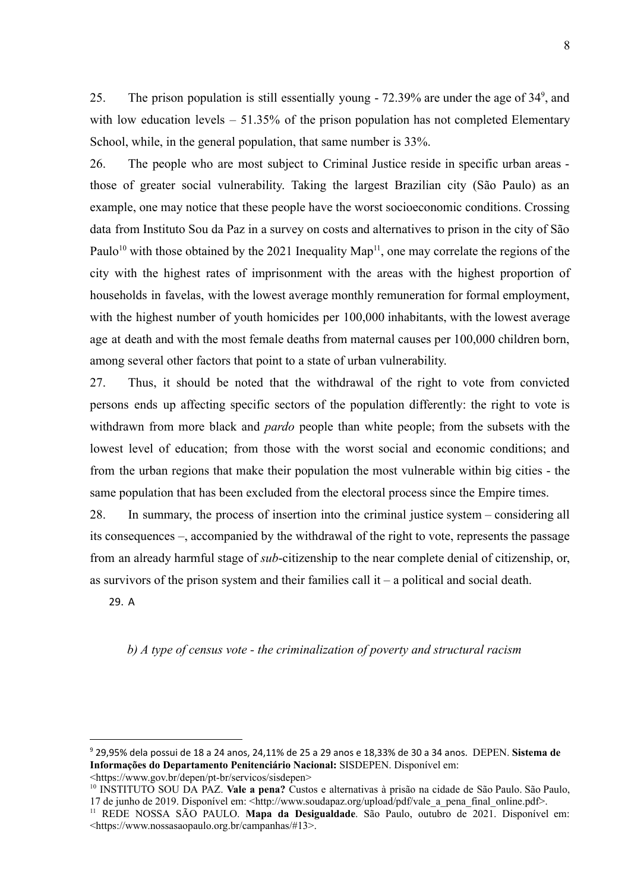25. The prison population is still essentially young - 72.39% are under the age of 34[9], and with low education levels – 51.35% of the prison population has not completed Elementary School, while, in the general population, that same number is 33%.

26. The people who are most subject to Criminal Justice reside in specific urban areas - those of greater social vulnerability. Taking the largest Brazilian city (São Paulo) as an example, one may notice that these people have the worst socioeconomic conditions. Crossing data from Instituto Sou da Paz in a survey on costs and alternatives to prison in the city of São Paulo[10] with those obtained by the 2021 Inequality Map[11], one may correlate the regions of the city with the highest rates of imprisonment with the areas with the highest proportion of households in favelas, with the lowest average monthly remuneration for formal employment, with the highest number of youth homicides per 100,000 inhabitants, with the lowest average age at death and with the most female deaths from maternal causes per 100,000 children born, among several other factors that point to a state of urban vulnerability.

27. Thus, it should be noted that the withdrawal of the right to vote from convicted persons ends up affecting specific sectors of the population differently: the right to vote is withdrawn from more black and *pardo* people than white people; from the subsets with the lowest level of education; from those with the worst social and economic conditions; and from the urban regions that make their population the most vulnerable within big cities - the same population that has been excluded from the electoral process since the Empire times.

28. In summary, the process of insertion into the criminal justice system – considering all its consequences –, accompanied by the withdrawal of the right to vote, represents the passage from an already harmful stage of *sub*-citizenship to the near complete denial of citizenship, or, as survivors of the prison system and their families call it – a political and social death.

29. A

*b) A type of census vote - the criminalization of poverty and structural racism*

---

[9] 29,95% dela possui de 18 a 24 anos, 24,11% de 25 a 29 anos e 18,33% de 30 a 34 anos. DEPEN. **Sistema de Informações do Departamento Penitenciário Nacional:** SISDEPEN. Disponível em: <https://www.gov.br/depen/pt-br/servicos/sisdepen>

[10] INSTITUTO SOU DA PAZ. **Vale a pena?** Custos e alternativas à prisão na cidade de São Paulo. São Paulo, 17 de junho de 2019. Disponível em: <http://www.soudapaz.org/upload/pdf/vale_a_pena_final_online.pdf>.

[11] REDE NOSSA SÃO PAULO. **Mapa da Desigualdade**. São Paulo, outubro de 2021. Disponível em: <https://www.nossasaopaulo.org.br/campanhas/#13>.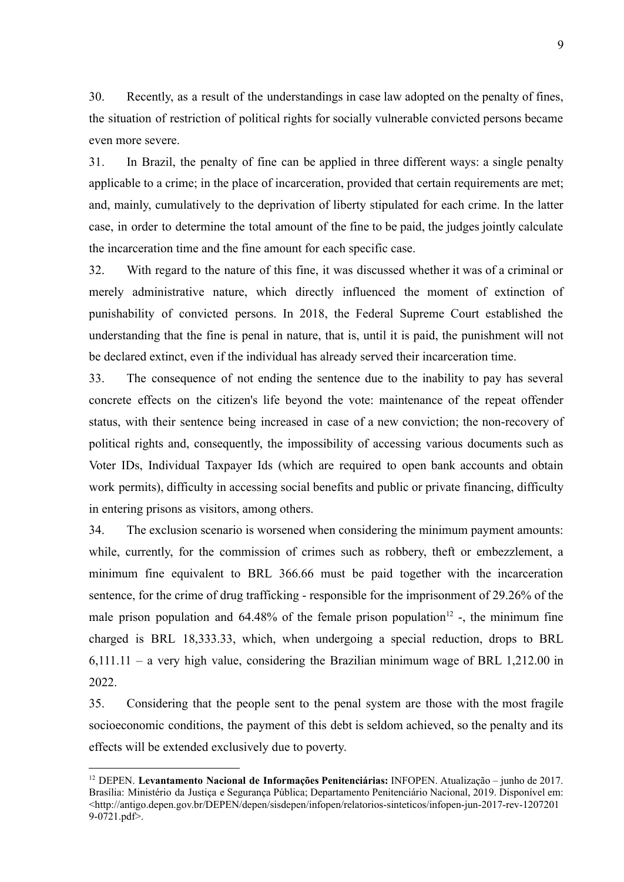30. Recently, as a result of the understandings in case law adopted on the penalty of fines, the situation of restriction of political rights for socially vulnerable convicted persons became even more severe.

31. In Brazil, the penalty of fine can be applied in three different ways: a single penalty applicable to a crime; in the place of incarceration, provided that certain requirements are met; and, mainly, cumulatively to the deprivation of liberty stipulated for each crime. In the latter case, in order to determine the total amount of the fine to be paid, the judges jointly calculate the incarceration time and the fine amount for each specific case.

32. With regard to the nature of this fine, it was discussed whether it was of a criminal or merely administrative nature, which directly influenced the moment of extinction of punishability of convicted persons. In 2018, the Federal Supreme Court established the understanding that the fine is penal in nature, that is, until it is paid, the punishment will not be declared extinct, even if the individual has already served their incarceration time.

33. The consequence of not ending the sentence due to the inability to pay has several concrete effects on the citizen's life beyond the vote: maintenance of the repeat offender status, with their sentence being increased in case of a new conviction; the non-recovery of political rights and, consequently, the impossibility of accessing various documents such as Voter IDs, Individual Taxpayer Ids (which are required to open bank accounts and obtain work permits), difficulty in accessing social benefits and public or private financing, difficulty in entering prisons as visitors, among others.

34. The exclusion scenario is worsened when considering the minimum payment amounts: while, currently, for the commission of crimes such as robbery, theft or embezzlement, a minimum fine equivalent to BRL 366.66 must be paid together with the incarceration sentence, for the crime of drug trafficking - responsible for the imprisonment of 29.26% of the male prison population and 64.48% of the female prison population[12] -, the minimum fine charged is BRL 18,333.33, which, when undergoing a special reduction, drops to BRL 6,111.11 – a very high value, considering the Brazilian minimum wage of BRL 1,212.00 in 2022.

35. Considering that the people sent to the penal system are those with the most fragile socioeconomic conditions, the payment of this debt is seldom achieved, so the penalty and its effects will be extended exclusively due to poverty.

---

[12] DEPEN. **Levantamento Nacional de Informações Penitenciárias:** INFOPEN. Atualização – junho de 2017. Brasília: Ministério da Justiça e Segurança Pública; Departamento Penitenciário Nacional, 2019. Disponível em: <http://antigo.depen.gov.br/DEPEN/depen/sisdepen/infopen/relatorios-sinteticos/infopen-jun-2017-rev-12072019-0721.pdf>.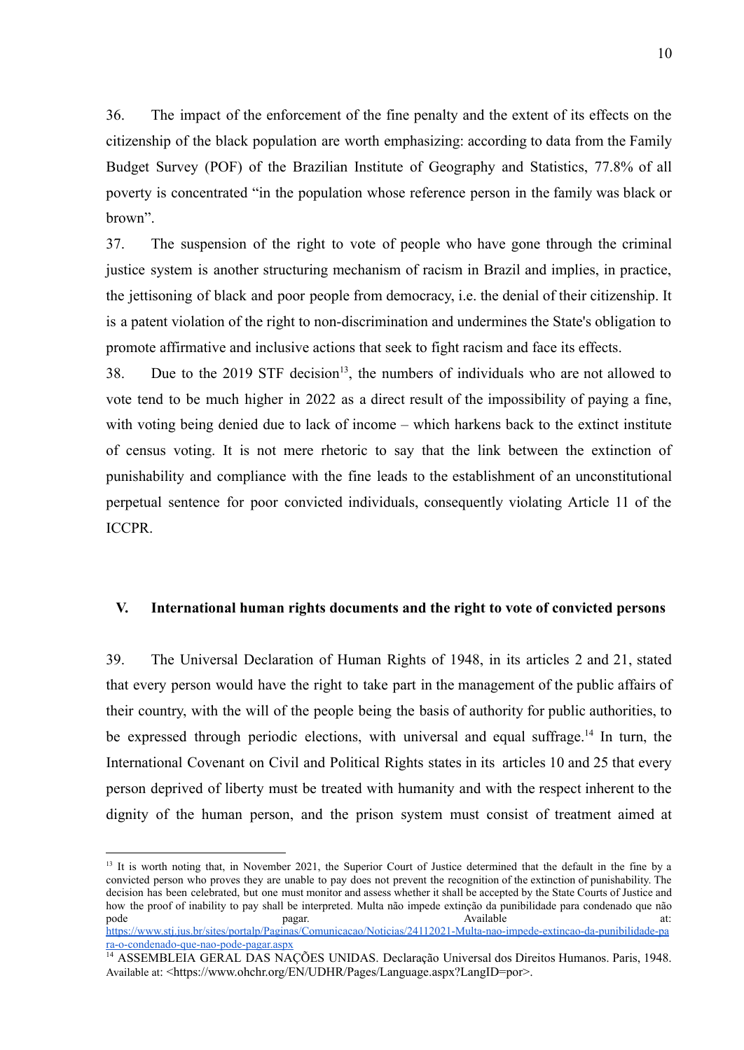36. The impact of the enforcement of the fine penalty and the extent of its effects on the citizenship of the black population are worth emphasizing: according to data from the Family Budget Survey (POF) of the Brazilian Institute of Geography and Statistics, 77.8% of all poverty is concentrated "in the population whose reference person in the family was black or brown".

37. The suspension of the right to vote of people who have gone through the criminal justice system is another structuring mechanism of racism in Brazil and implies, in practice, the jettisoning of black and poor people from democracy, i.e. the denial of their citizenship. It is a patent violation of the right to non-discrimination and undermines the State's obligation to promote affirmative and inclusive actions that seek to fight racism and face its effects.

38. Due to the 2019 STF decision[13], the numbers of individuals who are not allowed to vote tend to be much higher in 2022 as a direct result of the impossibility of paying a fine, with voting being denied due to lack of income – which harkens back to the extinct institute of census voting. It is not mere rhetoric to say that the link between the extinction of punishability and compliance with the fine leads to the establishment of an unconstitutional perpetual sentence for poor convicted individuals, consequently violating Article 11 of the ICCPR.

## V. International human rights documents and the right to vote of convicted persons

39. The Universal Declaration of Human Rights of 1948, in its articles 2 and 21, stated that every person would have the right to take part in the management of the public affairs of their country, with the will of the people being the basis of authority for public authorities, to be expressed through periodic elections, with universal and equal suffrage.[14] In turn, the International Covenant on Civil and Political Rights states in its articles 10 and 25 that every person deprived of liberty must be treated with humanity and with the respect inherent to the dignity of the human person, and the prison system must consist of treatment aimed at

---

[13] It is worth noting that, in November 2021, the Superior Court of Justice determined that the default in the fine by a convicted person who proves they are unable to pay does not prevent the recognition of the extinction of punishability. The decision has been celebrated, but one must monitor and assess whether it shall be accepted by the State Courts of Justice and how the proof of inability to pay shall be interpreted. Multa não impede extinção da punibilidade para condenado que não pode pagar. Available at: https://www.stj.jus.br/sites/portalp/Paginas/Comunicacao/Noticias/24112021-Multa-nao-impede-extincao-da-punibilidade-para-o-condenado-que-nao-pode-pagar.aspx

[14] ASSEMBLEIA GERAL DAS NAÇÕES UNIDAS. Declaração Universal dos Direitos Humanos. Paris, 1948. Available at: <https://www.ohchr.org/EN/UDHR/Pages/Language.aspx?LangID=por>.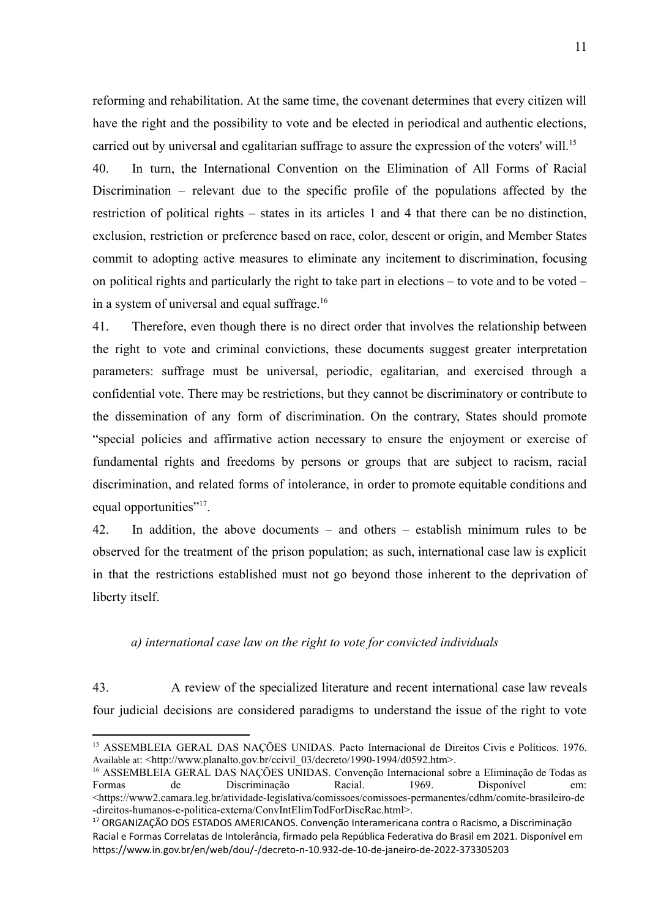reforming and rehabilitation. At the same time, the covenant determines that every citizen will have the right and the possibility to vote and be elected in periodical and authentic elections, carried out by universal and egalitarian suffrage to assure the expression of the voters' will.[15]

40. In turn, the International Convention on the Elimination of All Forms of Racial Discrimination – relevant due to the specific profile of the populations affected by the restriction of political rights – states in its articles 1 and 4 that there can be no distinction, exclusion, restriction or preference based on race, color, descent or origin, and Member States commit to adopting active measures to eliminate any incitement to discrimination, focusing on political rights and particularly the right to take part in elections – to vote and to be voted – in a system of universal and equal suffrage.[16]

41. Therefore, even though there is no direct order that involves the relationship between the right to vote and criminal convictions, these documents suggest greater interpretation parameters: suffrage must be universal, periodic, egalitarian, and exercised through a confidential vote. There may be restrictions, but they cannot be discriminatory or contribute to the dissemination of any form of discrimination. On the contrary, States should promote "special policies and affirmative action necessary to ensure the enjoyment or exercise of fundamental rights and freedoms by persons or groups that are subject to racism, racial discrimination, and related forms of intolerance, in order to promote equitable conditions and equal opportunities"[17].

42. In addition, the above documents – and others – establish minimum rules to be observed for the treatment of the prison population; as such, international case law is explicit in that the restrictions established must not go beyond those inherent to the deprivation of liberty itself.

*a) international case law on the right to vote for convicted individuals*

43. A review of the specialized literature and recent international case law reveals four judicial decisions are considered paradigms to understand the issue of the right to vote

---

[15] ASSEMBLEIA GERAL DAS NAÇÕES UNIDAS. Pacto Internacional de Direitos Civis e Políticos. 1976. Available at: <http://www.planalto.gov.br/ccivil_03/decreto/1990-1994/d0592.htm>.

[16] ASSEMBLEIA GERAL DAS NAÇÕES UNIDAS. Convenção Internacional sobre a Eliminação de Todas as Formas de Discriminação Racial. 1969. Disponível em: <https://www2.camara.leg.br/atividade-legislativa/comissoes/comissoes-permanentes/cdhm/comite-brasileiro-de-direitos-humanos-e-politica-externa/ConvIntElimTodForDiscRac.html>.

[17] ORGANIZAÇÃO DOS ESTADOS AMERICANOS. Convenção Interamericana contra o Racismo, a Discriminação Racial e Formas Correlatas de Intolerância, firmado pela República Federativa do Brasil em 2021. Disponível em https://www.in.gov.br/en/web/dou/-/decreto-n-10.932-de-10-de-janeiro-de-2022-373305203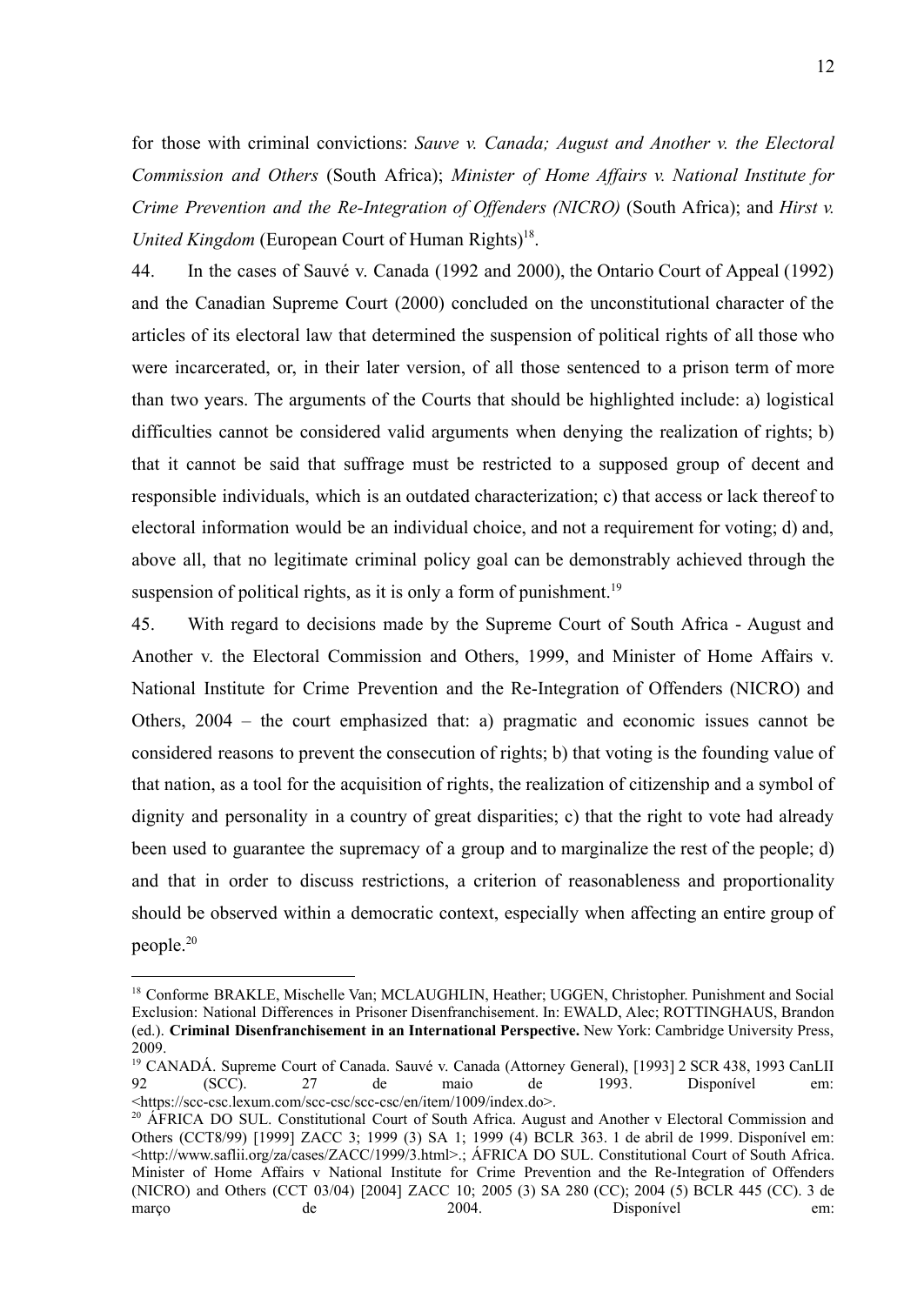for those with criminal convictions: *Sauve v. Canada; August and Another v. the Electoral Commission and Others* (South Africa); *Minister of Home Affairs v. National Institute for Crime Prevention and the Re-Integration of Offenders (NICRO)* (South Africa); and *First v. United Kingdom* (European Court of Human Rights)[18].

44. In the cases of Sauvé v. Canada (1992 and 2000), the Ontario Court of Appeal (1992) and the Canadian Supreme Court (2000) concluded on the unconstitutional character of the articles of its electoral law that determined the suspension of political rights of all those who were incarcerated, or, in their later version, of all those sentenced to a prison term of more than two years. The arguments of the Courts that should be highlighted include: a) logistical difficulties cannot be considered valid arguments when denying the realization of rights; b) that it cannot be said that suffrage must be restricted to a supposed group of decent and responsible individuals, which is an outdated characterization; c) that access or lack thereof to electoral information would be an individual choice, and not a requirement for voting; d) and, above all, that no legitimate criminal policy goal can be demonstrably achieved through the suspension of political rights, as it is only a form of punishment.[19]

45. With regard to decisions made by the Supreme Court of South Africa - August and Another v. the Electoral Commission and Others, 1999, and Minister of Home Affairs v. National Institute for Crime Prevention and the Re-Integration of Offenders (NICRO) and Others, 2004 – the court emphasized that: a) pragmatic and economic issues cannot be considered reasons to prevent the consecution of rights; b) that voting is the founding value of that nation, as a tool for the acquisition of rights, the realization of citizenship and a symbol of dignity and personality in a country of great disparities; c) that the right to vote had already been used to guarantee the supremacy of a group and to marginalize the rest of the people; d) and that in order to discuss restrictions, a criterion of reasonableness and proportionality should be observed within a democratic context, especially when affecting an entire group of people.[20]

---

[18] Conforme BRAKLE, Mischelle Van; MCLAUGHLIN, Heather; UGGEN, Christopher. Punishment and Social Exclusion: National Differences in Prisoner Disenfranchisement. In: EWALD, Alec; ROTTINGHAUS, Brandon (ed.). **Criminal Disenfranchisement in an International Perspective.** New York: Cambridge University Press, 2009.

[19] CANADÁ. Supreme Court of Canada. Sauvé v. Canada (Attorney General), [1993] 2 SCR 438, 1993 CanLII 92 (SCC). 27 de maio de 1993. Disponível em: <https://scc-csc.lexum.com/scc-csc/scc-csc/en/item/1009/index.do>.

[20] ÁFRICA DO SUL. Constitutional Court of South Africa. August and Another v Electoral Commission and Others (CCT8/99) [1999] ZACC 3; 1999 (3) SA 1; 1999 (4) BCLR 363. 1 de abril de 1999. Disponível em: <http://www.saflii.org/za/cases/ZACC/1999/3.html>.; ÁFRICA DO SUL. Constitutional Court of South Africa. Minister of Home Affairs v National Institute for Crime Prevention and the Re-Integration of Offenders (NICRO) and Others (CCT 03/04) [2004] ZACC 10; 2005 (3) SA 280 (CC); 2004 (5) BCLR 445 (CC). 3 de março de 2004. Disponível em: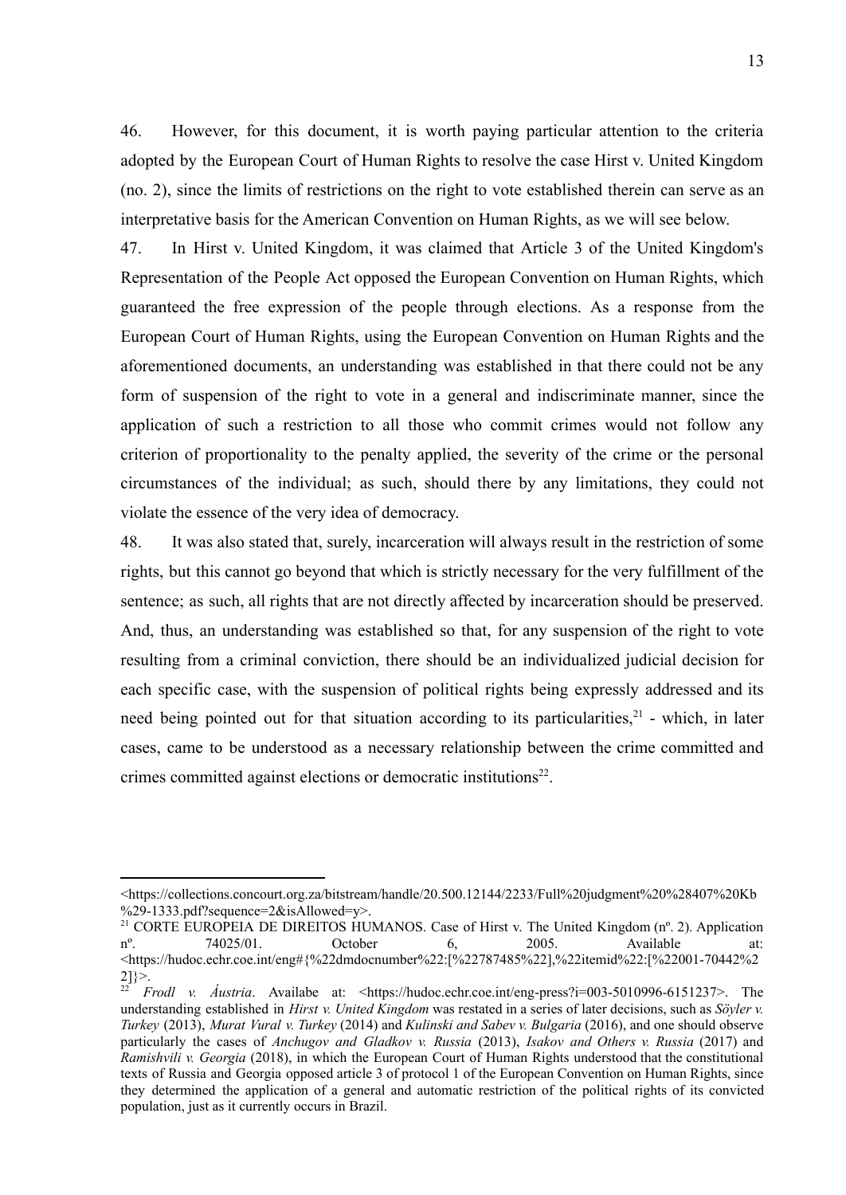46. However, for this document, it is worth paying particular attention to the criteria adopted by the European Court of Human Rights to resolve the case Hirst v. United Kingdom (no. 2), since the limits of restrictions on the right to vote established therein can serve as an interpretative basis for the American Convention on Human Rights, as we will see below.

47. In Hirst v. United Kingdom, it was claimed that Article 3 of the United Kingdom's Representation of the People Act opposed the European Convention on Human Rights, which guaranteed the free expression of the people through elections. As a response from the European Court of Human Rights, using the European Convention on Human Rights and the aforementioned documents, an understanding was established in that there could not be any form of suspension of the right to vote in a general and indiscriminate manner, since the application of such a restriction to all those who commit crimes would not follow any criterion of proportionality to the penalty applied, the severity of the crime or the personal circumstances of the individual; as such, should there by any limitations, they could not violate the essence of the very idea of democracy.

48. It was also stated that, surely, incarceration will always result in the restriction of some rights, but this cannot go beyond that which is strictly necessary for the very fulfillment of the sentence; as such, all rights that are not directly affected by incarceration should be preserved. And, thus, an understanding was established so that, for any suspension of the right to vote resulting from a criminal conviction, there should be an individualized judicial decision for each specific case, with the suspension of political rights being expressly addressed and its need being pointed out for that situation according to its particularities,[21] - which, in later cases, came to be understood as a necessary relationship between the crime committed and crimes committed against elections or democratic institutions[22].

---

<https://collections.concourt.org.za/bitstream/handle/20.500.12144/2233/Full%20judgment%20%28407%20Kb%29-1333.pdf?sequence=2&isAllowed=y>.

[21] CORTE EUROPEIA DE DIREITOS HUMANOS. Case of Hirst v. The United Kingdom (nº. 2). Application nº. 74025/01. October 6, 2005. Available at: <https://hudoc.echr.coe.int/eng#{%22dmdocnumber%22:[%22787485%22],%22itemid%22:[%22001-70442%22]}>.

[22] *Frodl v. Áustria*. Availabe at: <https://hudoc.echr.coe.int/eng-press?i=003-5010996-6151237>. The understanding established in *Hirst v. United Kingdom* was restated in a series of later decisions, such as *Söyler v. Turkey* (2013), *Murat Vural v. Turkey* (2014) and *Kulinski and Sabev v. Bulgaria* (2016), and one should observe particularly the cases of *Anchugov and Gladkov v. Russia* (2013), *Isakov and Others v. Russia* (2017) and *Ramishvili v. Georgia* (2018), in which the European Court of Human Rights understood that the constitutional texts of Russia and Georgia opposed article 3 of protocol 1 of the European Convention on Human Rights, since they determined the application of a general and automatic restriction of the political rights of its convicted population, just as it currently occurs in Brazil.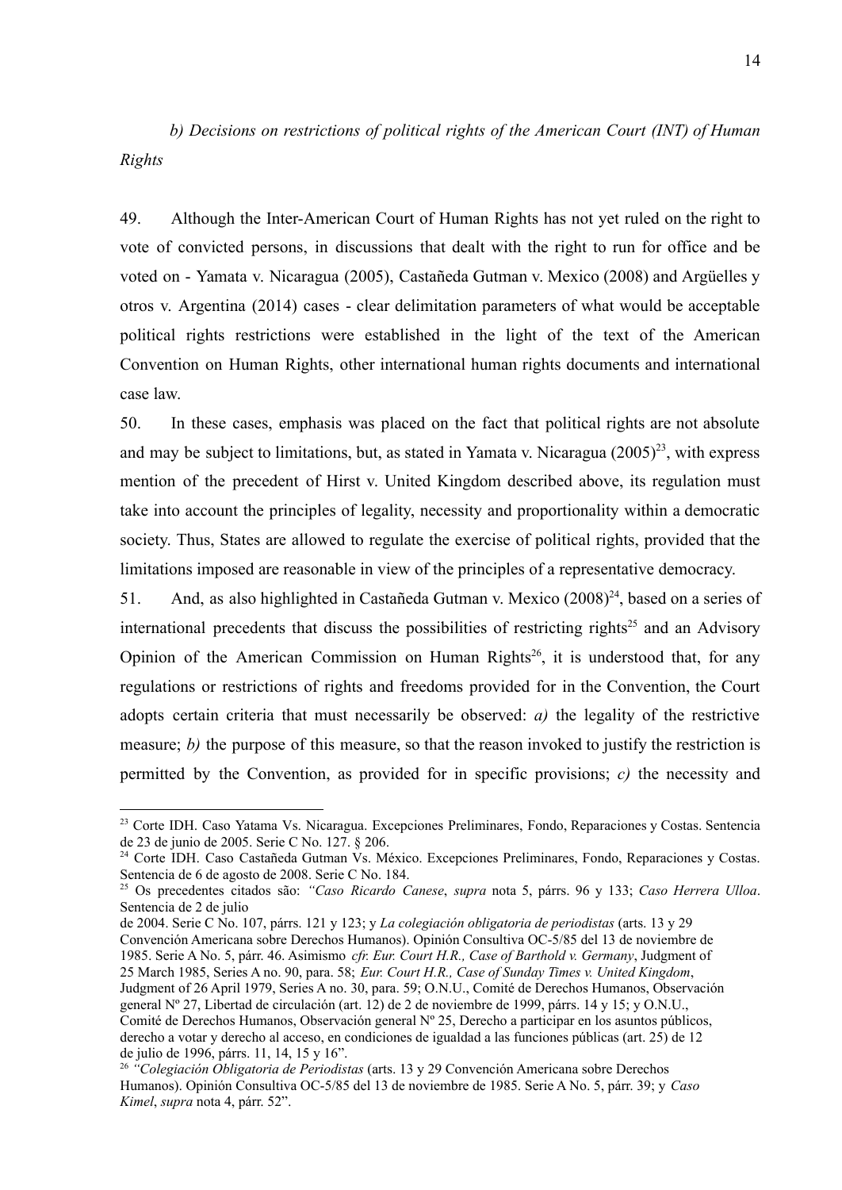*b) Decisions on restrictions of political rights of the American Court (INT) of Human Rights*

49. Although the Inter-American Court of Human Rights has not yet ruled on the right to vote of convicted persons, in discussions that dealt with the right to run for office and be voted on - Yamata v. Nicaragua (2005), Castañeda Gutman v. Mexico (2008) and Argüelles y otros v. Argentina (2014) cases - clear delimitation parameters of what would be acceptable political rights restrictions were established in the light of the text of the American Convention on Human Rights, other international human rights documents and international case law.

50. In these cases, emphasis was placed on the fact that political rights are not absolute and may be subject to limitations, but, as stated in Yamata v. Nicaragua (2005)[23], with express mention of the precedent of Hirst v. United Kingdom described above, its regulation must take into account the principles of legality, necessity and proportionality within a democratic society. Thus, States are allowed to regulate the exercise of political rights, provided that the limitations imposed are reasonable in view of the principles of a representative democracy.

51. And, as also highlighted in Castañeda Gutman v. Mexico (2008)[24], based on a series of international precedents that discuss the possibilities of restricting rights[25] and an Advisory Opinion of the American Commission on Human Rights[26], it is understood that, for any regulations or restrictions of rights and freedoms provided for in the Convention, the Court adopts certain criteria that must necessarily be observed: *a)* the legality of the restrictive measure; *b)* the purpose of this measure, so that the reason invoked to justify the restriction is permitted by the Convention, as provided for in specific provisions; *c)* the necessity and

---

[23] Corte IDH. Caso Yatama Vs. Nicaragua. Excepciones Preliminares, Fondo, Reparaciones y Costas. Sentencia de 23 de junio de 2005. Serie C No. 127. § 206.

[24] Corte IDH. Caso Castañeda Gutman Vs. México. Excepciones Preliminares, Fondo, Reparaciones y Costas. Sentencia de 6 de agosto de 2008. Serie C No. 184.

[25] Os precedentes citados são: *"Caso Ricardo Canese*, *supra* nota 5, párrs. 96 y 133; *Caso Herrera Ulloa*. Sentencia de 2 de julio de 2004. Serie C No. 107, párrs. 121 y 123; y *La colegiación obligatoria de periodistas* (arts. 13 y 29 Convención Americana sobre Derechos Humanos). Opinión Consultiva OC-5/85 del 13 de noviembre de 1985. Serie A No. 5, párr. 46. Asimismo *cfr. Eur. Court H.R., Case of Barthold v. Germany*, Judgment of 25 March 1985, Series A no. 90, para. 58; *Eur. Court H.R., Case of Sunday Times v. United Kingdom*, Judgment of 26 April 1979, Series A no. 30, para. 59; O.N.U., Comité de Derechos Humanos, Observación general Nº 27, Libertad de circulación (art. 12) de 2 de noviembre de 1999, párrs. 14 y 15; y O.N.U., Comité de Derechos Humanos, Observación general Nº 25, Derecho a participar en los asuntos públicos, derecho a votar y derecho al acceso, en condiciones de igualdad a las funciones públicas (art. 25) de 12 de julio de 1996, párrs. 11, 14, 15 y 16".

[26] *"Colegiación Obligatoria de Periodistas* (arts. 13 y 29 Convención Americana sobre Derechos Humanos). Opinión Consultiva OC-5/85 del 13 de noviembre de 1985. Serie A No. 5, párr. 39; y *Caso Kimel*, *supra* nota 4, párr. 52".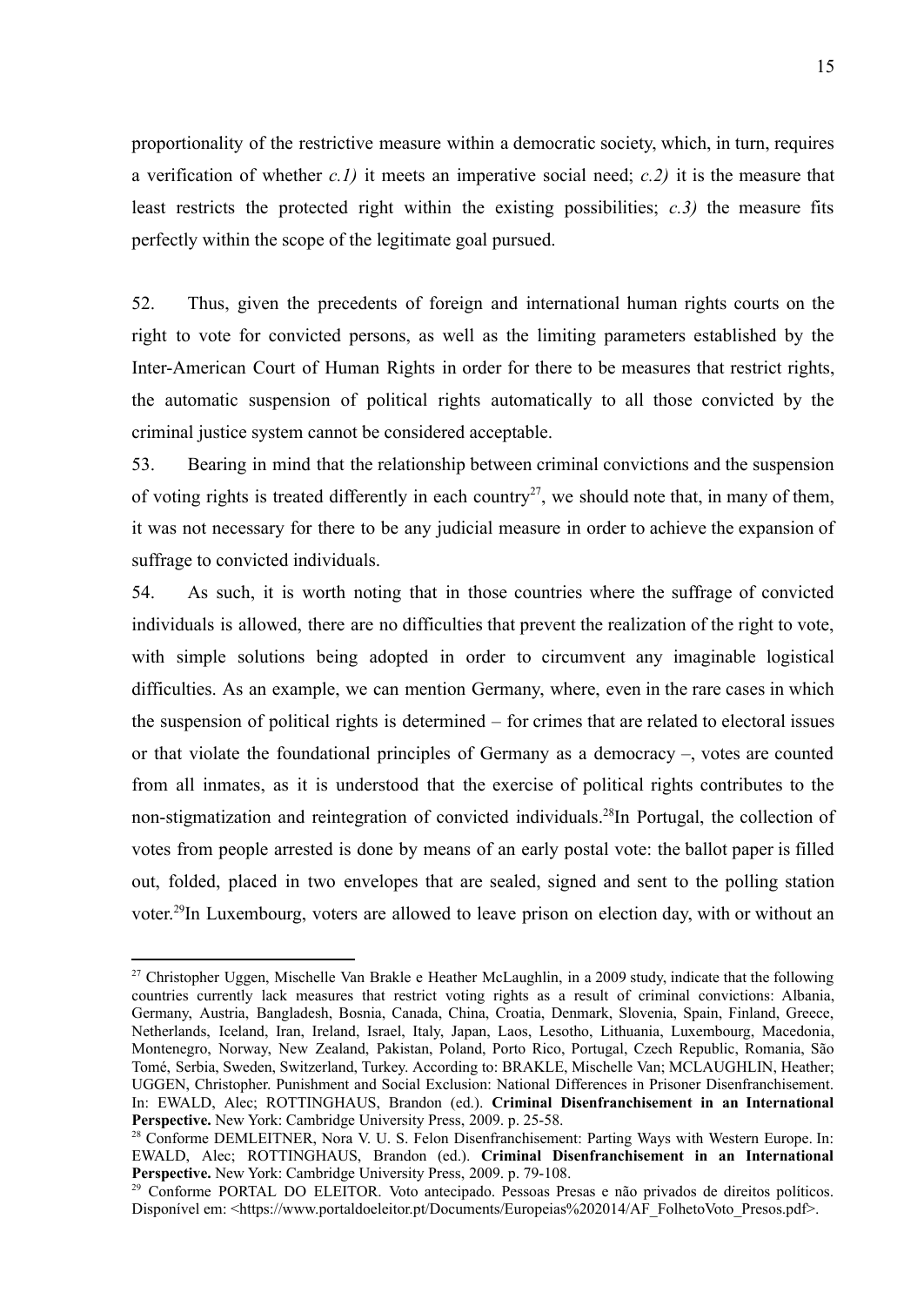proportionality of the restrictive measure within a democratic society, which, in turn, requires a verification of whether *c.1)* it meets an imperative social need; *c.2)* it is the measure that least restricts the protected right within the existing possibilities; *c.3)* the measure fits perfectly within the scope of the legitimate goal pursued.

52. Thus, given the precedents of foreign and international human rights courts on the right to vote for convicted persons, as well as the limiting parameters established by the Inter-American Court of Human Rights in order for there to be measures that restrict rights, the automatic suspension of political rights automatically to all those convicted by the criminal justice system cannot be considered acceptable.

53. Bearing in mind that the relationship between criminal convictions and the suspension of voting rights is treated differently in each country[27], we should note that, in many of them, it was not necessary for there to be any judicial measure in order to achieve the expansion of suffrage to convicted individuals.

54. As such, it is worth noting that in those countries where the suffrage of convicted individuals is allowed, there are no difficulties that prevent the realization of the right to vote, with simple solutions being adopted in order to circumvent any imaginable logistical difficulties. As an example, we can mention Germany, where, even in the rare cases in which the suspension of political rights is determined – for crimes that are related to electoral issues or that violate the foundational principles of Germany as a democracy –, votes are counted from all inmates, as it is understood that the exercise of political rights contributes to the non-stigmatization and reintegration of convicted individuals.[28]In Portugal, the collection of votes from people arrested is done by means of an early postal vote: the ballot paper is filled out, folded, placed in two envelopes that are sealed, signed and sent to the polling station voter.[29]In Luxembourg, voters are allowed to leave prison on election day, with or without an

---

[27] Christopher Uggen, Mischelle Van Brakle e Heather McLaughlin, in a 2009 study, indicate that the following countries currently lack measures that restrict voting rights as a result of criminal convictions: Albania, Germany, Austria, Bangladesh, Bosnia, Canada, China, Croatia, Denmark, Slovenia, Spain, Finland, Greece, Netherlands, Iceland, Iran, Ireland, Israel, Italy, Japan, Laos, Lesotho, Lithuania, Luxembourg, Macedonia, Montenegro, Norway, New Zealand, Pakistan, Poland, Porto Rico, Portugal, Czech Republic, Romania, São Tomé, Serbia, Sweden, Switzerland, Turkey. According to: BRAKLE, Mischelle Van; MCLAUGHLIN, Heather; UGGEN, Christopher. Punishment and Social Exclusion: National Differences in Prisoner Disenfranchisement. In: EWALD, Alec; ROTTINGHAUS, Brandon (ed.). **Criminal Disenfranchisement in an International Perspective.** New York: Cambridge University Press, 2009. p. 25-58.

[28] Conforme DEMLEITNER, Nora V. U. S. Felon Disenfranchisement: Parting Ways with Western Europe. In: EWALD, Alec; ROTTINGHAUS, Brandon (ed.). **Criminal Disenfranchisement in an International Perspective.** New York: Cambridge University Press, 2009. p. 79-108.

[29] Conforme PORTAL DO ELEITOR. Voto antecipado. Pessoas Presas e não privados de direitos políticos. Disponível em: <https://www.portaldoeleitor.pt/Documents/Europeias%202014/AF_FolhetoVoto_Presos.pdf>.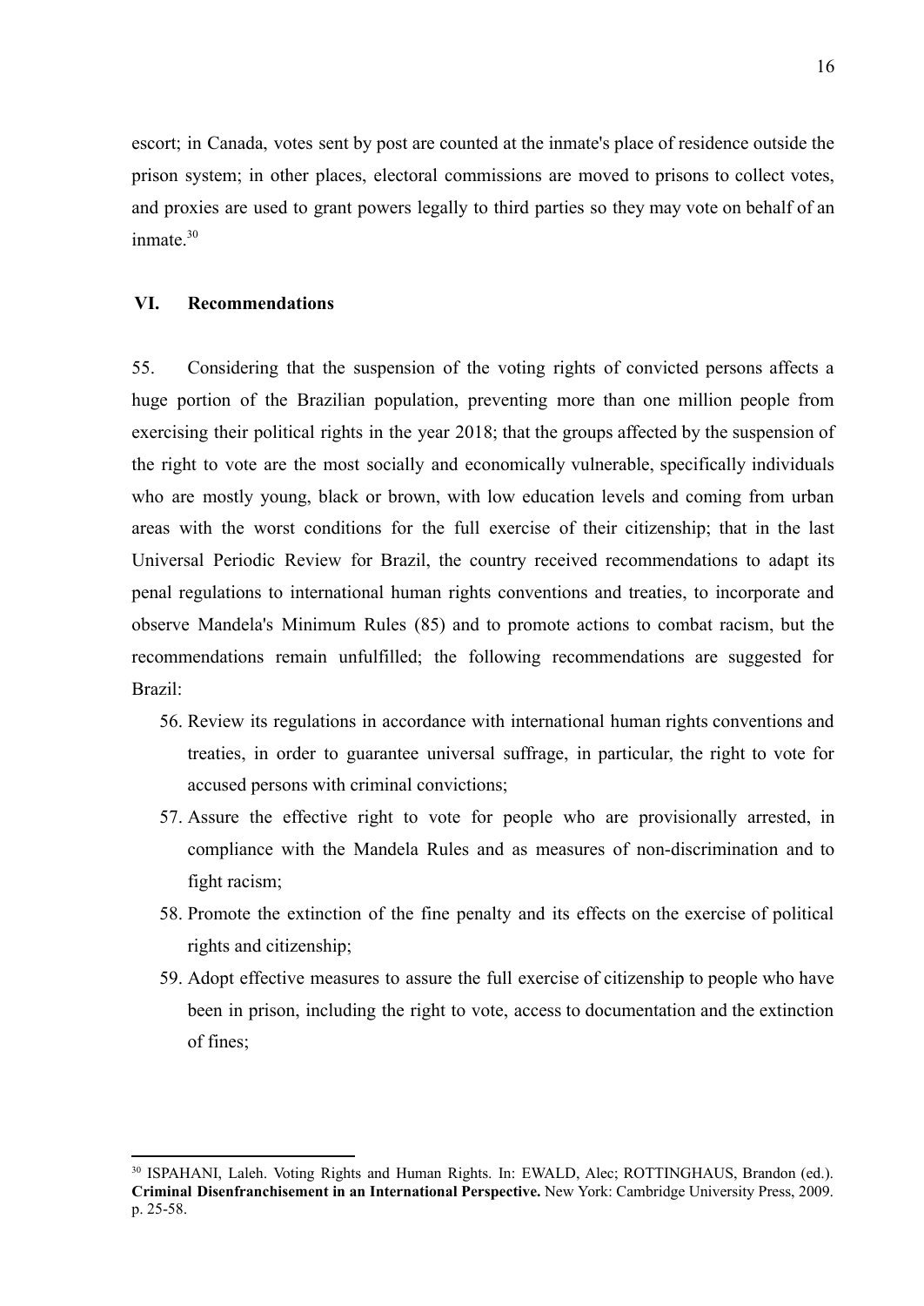escort; in Canada, votes sent by post are counted at the inmate's place of residence outside the prison system; in other places, electoral commissions are moved to prisons to collect votes, and proxies are used to grant powers legally to third parties so they may vote on behalf of an inmate.[30]

## VI. Recommendations

55. Considering that the suspension of the voting rights of convicted persons affects a huge portion of the Brazilian population, preventing more than one million people from exercising their political rights in the year 2018; that the groups affected by the suspension of the right to vote are the most socially and economically vulnerable, specifically individuals who are mostly young, black or brown, with low education levels and coming from urban areas with the worst conditions for the full exercise of their citizenship; that in the last Universal Periodic Review for Brazil, the country received recommendations to adapt its penal regulations to international human rights conventions and treaties, to incorporate and observe Mandela's Minimum Rules (85) and to promote actions to combat racism, but the recommendations remain unfulfilled; the following recommendations are suggested for Brazil:

56. Review its regulations in accordance with international human rights conventions and treaties, in order to guarantee universal suffrage, in particular, the right to vote for accused persons with criminal convictions;
57. Assure the effective right to vote for people who are provisionally arrested, in compliance with the Mandela Rules and as measures of non-discrimination and to fight racism;
58. Promote the extinction of the fine penalty and its effects on the exercise of political rights and citizenship;
59. Adopt effective measures to assure the full exercise of citizenship to people who have been in prison, including the right to vote, access to documentation and the extinction of fines;

---

[30] ISPAHANI, Laleh. Voting Rights and Human Rights. In: EWALD, Alec; ROTTINGHAUS, Brandon (ed.). **Criminal Disenfranchisement in an International Perspective.** New York: Cambridge University Press, 2009. p. 25-58.